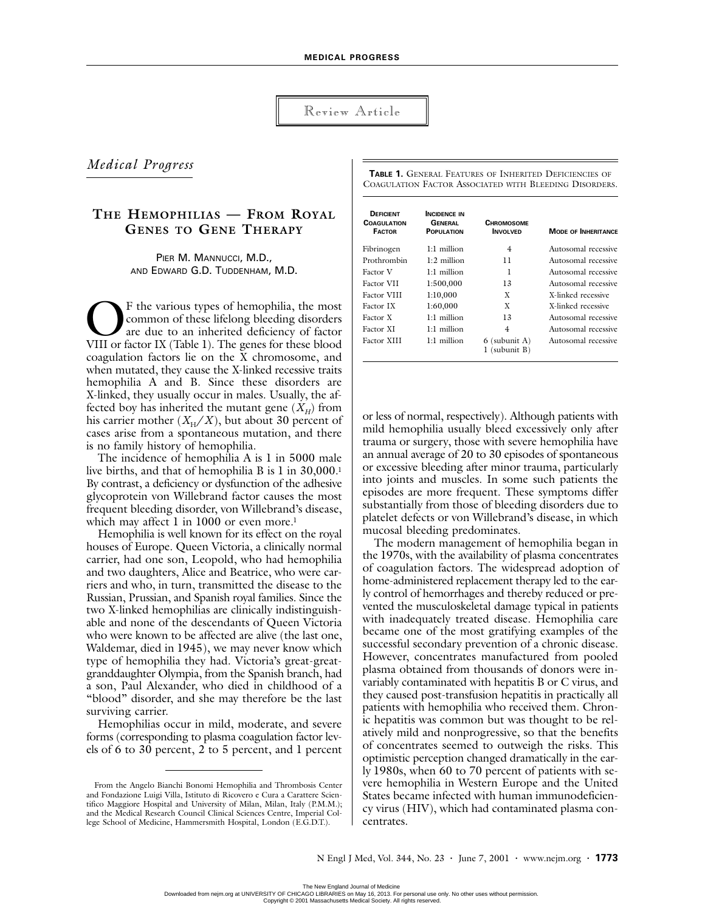Review Article

*Medical Progress*

# The Hemophilias — From Royal Genes to Gene Therapy

Pier M. Mannucci, M.D., and Edward G.D. Tuddenham, M.D.

Of the various types of hemophilia, the most common of these lifelong bleeding disorders are due to an inherited deficiency of factor VIII or factor IX (Table 1). The genes for these blood coagulation factors lie on the X chromosome, and when mutated, they cause the X-linked recessive traits hemophilia A and B. Since these disorders are X-linked, they usually occur in males. Usually, the affected boy has inherited the mutant gene ($X_H$) from his carrier mother ($X_H/X$), but about 30 percent of cases arise from a spontaneous mutation, and there is no family history of hemophilia.

The incidence of hemophilia A is 1 in 5000 male live births, and that of hemophilia B is 1 in 30,000.[1] By contrast, a deficiency or dysfunction of the adhesive glycoprotein von Willebrand factor causes the most frequent bleeding disorder, von Willebrand's disease, which may affect 1 in 1000 or even more.[1]

Hemophilia is well known for its effect on the royal houses of Europe. Queen Victoria, a clinically normal carrier, had one son, Leopold, who had hemophilia and two daughters, Alice and Beatrice, who were carriers and who, in turn, transmitted the disease to the Russian, Prussian, and Spanish royal families. Since the two X-linked hemophilias are clinically indistinguishable and none of the descendants of Queen Victoria who were known to be affected are alive (the last one, Waldemar, died in 1945), we may never know which type of hemophilia they had. Victoria's great-great-granddaughter Olympia, from the Spanish branch, had a son, Paul Alexander, who died in childhood of a "blood" disorder, and she may therefore be the last surviving carrier.

Hemophilias occur in mild, moderate, and severe forms (corresponding to plasma coagulation factor levels of 6 to 30 percent, 2 to 5 percent, and 1 percent or less of normal, respectively). Although patients with mild hemophilia usually bleed excessively only after trauma or surgery, those with severe hemophilia have an annual average of 20 to 30 episodes of spontaneous or excessive bleeding after minor trauma, particularly into joints and muscles. In some such patients the episodes are more frequent. These symptoms differ substantially from those of bleeding disorders due to platelet defects or von Willebrand's disease, in which mucosal bleeding predominates.

The modern management of hemophilia began in the 1970s, with the availability of plasma concentrates of coagulation factors. The widespread adoption of home-administered replacement therapy led to the early control of hemorrhages and thereby reduced or prevented the musculoskeletal damage typical in patients with inadequately treated disease. Hemophilia care became one of the most gratifying examples of the successful secondary prevention of a chronic disease. However, concentrates manufactured from pooled plasma obtained from thousands of donors were invariably contaminated with hepatitis B or C virus, and they caused post-transfusion hepatitis in practically all patients with hemophilia who received them. Chronic hepatitis was common but was thought to be relatively mild and nonprogressive, so that the benefits of concentrates seemed to outweigh the risks. This optimistic perception changed dramatically in the early 1980s, when 60 to 70 percent of patients with severe hemophilia in Western Europe and the United States became infected with human immunodeficiency virus (HIV), which had contaminated plasma concentrates.

**Table 1.** General Features of Inherited Deficiencies of Coagulation Factor Associated with Bleeding Disorders.

| Deficient Coagulation Factor | Incidence in General Population | Chromosome Involved | Mode of Inheritance |
|---|---|---|---|
| Fibrinogen | 1:1 million | 4 | Autosomal recessive |
| Prothrombin | 1:2 million | 11 | Autosomal recessive |
| Factor V | 1:1 million | 1 | Autosomal recessive |
| Factor VII | 1:500,000 | 13 | Autosomal recessive |
| Factor VIII | 1:10,000 | X | X-linked recessive |
| Factor IX | 1:60,000 | X | X-linked recessive |
| Factor X | 1:1 million | 13 | Autosomal recessive |
| Factor XI | 1:1 million | 4 | Autosomal recessive |
| Factor XIII | 1:1 million | 6 (subunit A) 1 (subunit B) | Autosomal recessive |

From the Angelo Bianchi Bonomi Hemophilia and Thrombosis Center and Fondazione Luigi Villa, Istituto di Ricovero e Cura a Carattere Scientifico Maggiore Hospital and University of Milan, Milan, Italy (P.M.M.); and the Medical Research Council Clinical Sciences Centre, Imperial College School of Medicine, Hammersmith Hospital, London (E.G.D.T.).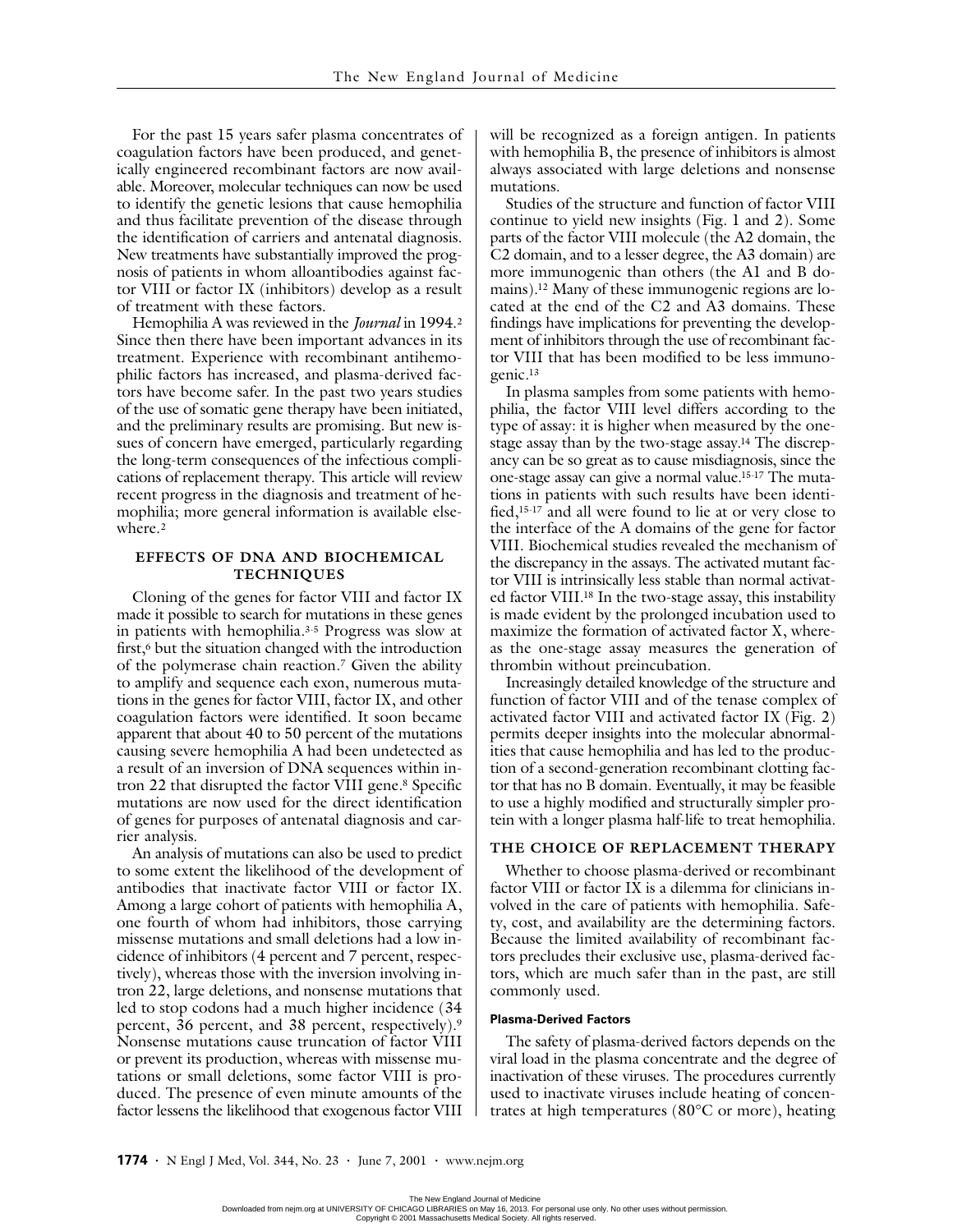For the past 15 years safer plasma concentrates of coagulation factors have been produced, and genetically engineered recombinant factors are now available. Moreover, molecular techniques can now be used to identify the genetic lesions that cause hemophilia and thus facilitate prevention of the disease through the identification of carriers and antenatal diagnosis. New treatments have substantially improved the prognosis of patients in whom alloantibodies against factor VIII or factor IX (inhibitors) develop as a result of treatment with these factors.

Hemophilia A was reviewed in the *Journal* in 1994.[2] Since then there have been important advances in its treatment. Experience with recombinant antihemophilic factors has increased, and plasma-derived factors have become safer. In the past two years studies of the use of somatic gene therapy have been initiated, and the preliminary results are promising. But new issues of concern have emerged, particularly regarding the long-term consequences of the infectious complications of replacement therapy. This article will review recent progress in the diagnosis and treatment of hemophilia; more general information is available elsewhere.[2]

## EFFECTS OF DNA AND BIOCHEMICAL TECHNIQUES

Cloning of the genes for factor VIII and factor IX made it possible to search for mutations in these genes in patients with hemophilia.[3-5] Progress was slow at first,[6] but the situation changed with the introduction of the polymerase chain reaction.[7] Given the ability to amplify and sequence each exon, numerous mutations in the genes for factor VIII, factor IX, and other coagulation factors were identified. It soon became apparent that about 40 to 50 percent of the mutations causing severe hemophilia A had been undetected as a result of an inversion of DNA sequences within intron 22 that disrupted the factor VIII gene.[8] Specific mutations are now used for the direct identification of genes for purposes of antenatal diagnosis and carrier analysis.

An analysis of mutations can also be used to predict to some extent the likelihood of the development of antibodies that inactivate factor VIII or factor IX. Among a large cohort of patients with hemophilia A, one fourth of whom had inhibitors, those carrying missense mutations and small deletions had a low incidence of inhibitors (4 percent and 7 percent, respectively), whereas those with the inversion involving intron 22, large deletions, and nonsense mutations that led to stop codons had a much higher incidence (34 percent, 36 percent, and 38 percent, respectively).[9] Nonsense mutations cause truncation of factor VIII or prevent its production, whereas with missense mutations or small deletions, some factor VIII is produced. The presence of even minute amounts of the factor lessens the likelihood that exogenous factor VIII will be recognized as a foreign antigen. In patients with hemophilia B, the presence of inhibitors is almost always associated with large deletions and nonsense mutations.

Studies of the structure and function of factor VIII continue to yield new insights (Fig. 1 and 2). Some parts of the factor VIII molecule (the A2 domain, the C2 domain, and to a lesser degree, the A3 domain) are more immunogenic than others (the A1 and B domains).[12] Many of these immunogenic regions are located at the end of the C2 and A3 domains. These findings have implications for preventing the development of inhibitors through the use of recombinant factor VIII that has been modified to be less immunogenic.[13]

In plasma samples from some patients with hemophilia, the factor VIII level differs according to the type of assay: it is higher when measured by the one-stage assay than by the two-stage assay.[14] The discrepancy can be so great as to cause misdiagnosis, since the one-stage assay can give a normal value.[15-17] The mutations in patients with such results have been identified,[15-17] and all were found to lie at or very close to the interface of the A domains of the gene for factor VIII. Biochemical studies revealed the mechanism of the discrepancy in the assays. The activated mutant factor VIII is intrinsically less stable than normal activated factor VIII.[18] In the two-stage assay, this instability is made evident by the prolonged incubation used to maximize the formation of activated factor X, whereas the one-stage assay measures the generation of thrombin without preincubation.

Increasingly detailed knowledge of the structure and function of factor VIII and of the tenase complex of activated factor VIII and activated factor IX (Fig. 2) permits deeper insights into the molecular abnormalities that cause hemophilia and has led to the production of a second-generation recombinant clotting factor that has no B domain. Eventually, it may be feasible to use a highly modified and structurally simpler protein with a longer plasma half-life to treat hemophilia.

## THE CHOICE OF REPLACEMENT THERAPY

Whether to choose plasma-derived or recombinant factor VIII or factor IX is a dilemma for clinicians involved in the care of patients with hemophilia. Safety, cost, and availability are the determining factors. Because the limited availability of recombinant factors precludes their exclusive use, plasma-derived factors, which are much safer than in the past, are still commonly used.

### Plasma-Derived Factors

The safety of plasma-derived factors depends on the viral load in the plasma concentrate and the degree of inactivation of these viruses. The procedures currently used to inactivate viruses include heating of concentrates at high temperatures (80°C or more), heating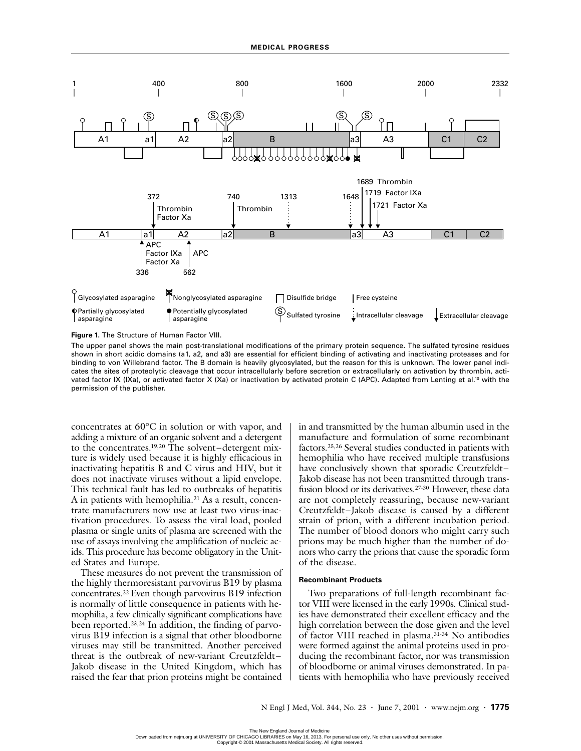**Figure 1.** The Structure of Human Factor VIII.

The upper panel shows the main post-translational modifications of the primary protein sequence. The sulfated tyrosine residues shown in short acidic domains (a1, a2, and a3) are essential for efficient binding of activating and inactivating proteases and for binding to von Willebrand factor. The B domain is heavily glycosylated, but the reason for this is unknown. The lower panel indicates the sites of proteolytic cleavage that occur intracellularly before secretion or extracellularly on activation by thrombin, activated factor IX (IXa), or activated factor X (Xa) or inactivation by activated protein C (APC). Adapted from Lenting et al.[10] with the permission of the publisher.

concentrates at 60°C in solution or with vapor, and adding a mixture of an organic solvent and a detergent to the concentrates.[19,20] The solvent–detergent mixture is widely used because it is highly efficacious in inactivating hepatitis B and C virus and HIV, but it does not inactivate viruses without a lipid envelope. This technical fault has led to outbreaks of hepatitis A in patients with hemophilia.[21] As a result, concentrate manufacturers now use at least two virus-inactivation procedures. To assess the viral load, pooled plasma or single units of plasma are screened with the use of assays involving the amplification of nucleic acids. This procedure has become obligatory in the United States and Europe.

These measures do not prevent the transmission of the highly thermoresistant parvovirus B19 by plasma concentrates.[22] Even though parvovirus B19 infection is normally of little consequence in patients with hemophilia, a few clinically significant complications have been reported.[23,24] In addition, the finding of parvovirus B19 infection is a signal that other bloodborne viruses may still be transmitted. Another perceived threat is the outbreak of new-variant Creutzfeldt–Jakob disease in the United Kingdom, which has raised the fear that prion proteins might be contained in and transmitted by the human albumin used in the manufacture and formulation of some recombinant factors.[25,26] Several studies conducted in patients with hemophilia who have received multiple transfusions have conclusively shown that sporadic Creutzfeldt–Jakob disease has not been transmitted through transfusion blood or its derivatives.[27-30] However, these data are not completely reassuring, because new-variant Creutzfeldt–Jakob disease is caused by a different strain of prion, with a different incubation period. The number of blood donors who might carry such prions may be much higher than the number of donors who carry the prions that cause the sporadic form of the disease.

#### Recombinant Products

Two preparations of full-length recombinant factor VIII were licensed in the early 1990s. Clinical studies have demonstrated their excellent efficacy and the high correlation between the dose given and the level of factor VIII reached in plasma.[31-34] No antibodies were formed against the animal proteins used in producing the recombinant factor, nor was transmission of bloodborne or animal viruses demonstrated. In patients with hemophilia who have previously received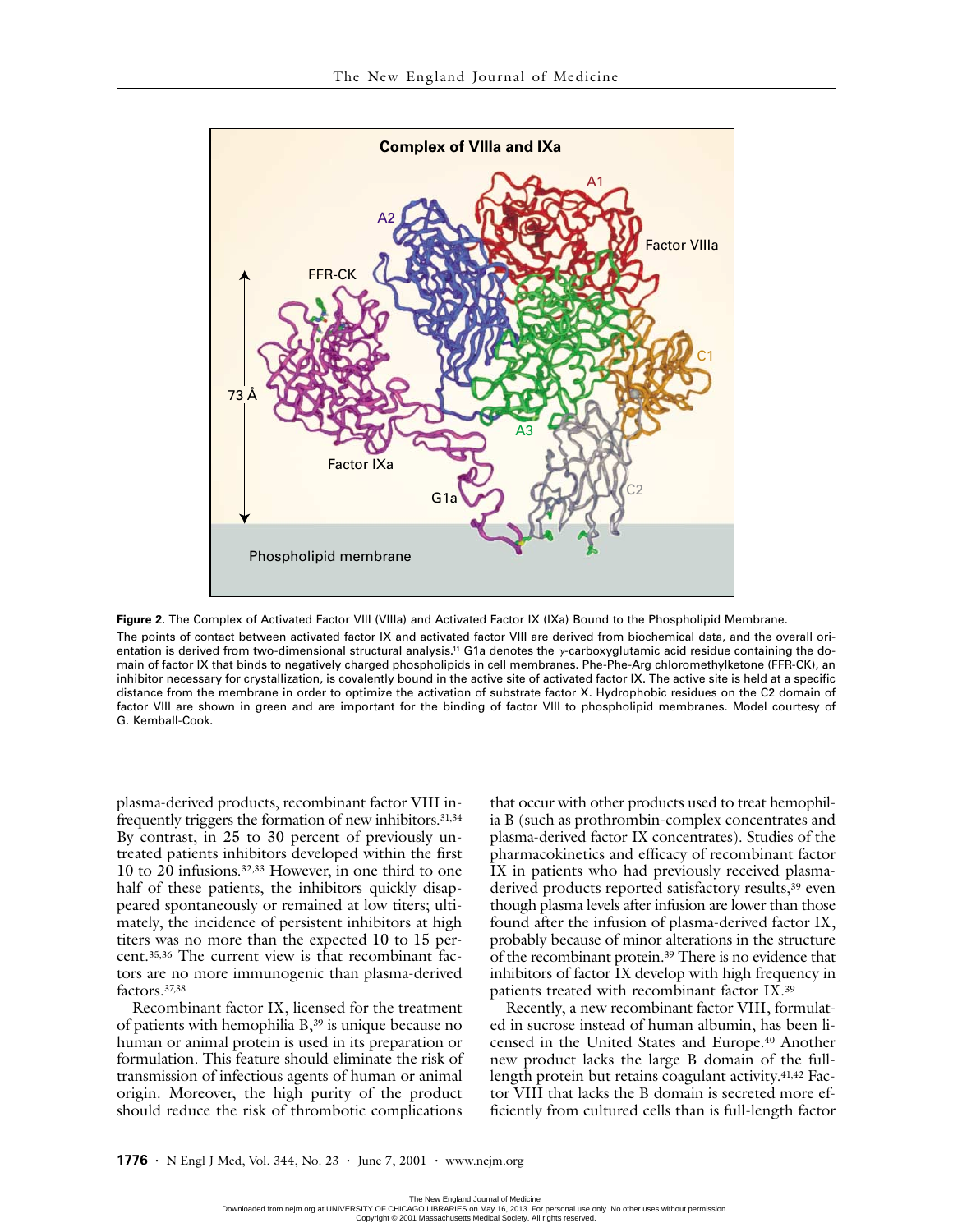**Figure 2.** The Complex of Activated Factor VIII (VIIIa) and Activated Factor IX (IXa) Bound to the Phospholipid Membrane.

The points of contact between activated factor IX and activated factor VIII are derived from biochemical data, and the overall orientation is derived from two-dimensional structural analysis.[11] G1a denotes the γ-carboxyglutamic acid residue containing the domain of factor IX that binds to negatively charged phospholipids in cell membranes. Phe-Phe-Arg chloromethylketone (FFR-CK), an inhibitor necessary for crystallization, is covalently bound in the active site of activated factor IX. The active site is held at a specific distance from the membrane in order to optimize the activation of substrate factor X. Hydrophobic residues on the C2 domain of factor VIII are shown in green and are important for the binding of factor VIII to phospholipid membranes. Model courtesy of G. Kemball-Cook.

plasma-derived products, recombinant factor VIII infrequently triggers the formation of new inhibitors.[31,34] By contrast, in 25 to 30 percent of previously untreated patients inhibitors developed within the first 10 to 20 infusions.[32,33] However, in one third to one half of these patients, the inhibitors quickly disappeared spontaneously or remained at low titers; ultimately, the incidence of persistent inhibitors at high titers was no more than the expected 10 to 15 percent.[35,36] The current view is that recombinant factors are no more immunogenic than plasma-derived factors.[37,38]

Recombinant factor IX, licensed for the treatment of patients with hemophilia B,[39] is unique because no human or animal protein is used in its preparation or formulation. This feature should eliminate the risk of transmission of infectious agents of human or animal origin. Moreover, the high purity of the product should reduce the risk of thrombotic complications that occur with other products used to treat hemophilia B (such as prothrombin-complex concentrates and plasma-derived factor IX concentrates). Studies of the pharmacokinetics and efficacy of recombinant factor IX in patients who had previously received plasma-derived products reported satisfactory results,[39] even though plasma levels after infusion are lower than those found after the infusion of plasma-derived factor IX, probably because of minor alterations in the structure of the recombinant protein.[39] There is no evidence that inhibitors of factor IX develop with high frequency in patients treated with recombinant factor IX.[39]

Recently, a new recombinant factor VIII, formulated in sucrose instead of human albumin, has been licensed in the United States and Europe.[40] Another new product lacks the large B domain of the full-length protein but retains coagulant activity.[41,42] Factor VIII that lacks the B domain is secreted more efficiently from cultured cells than is full-length factor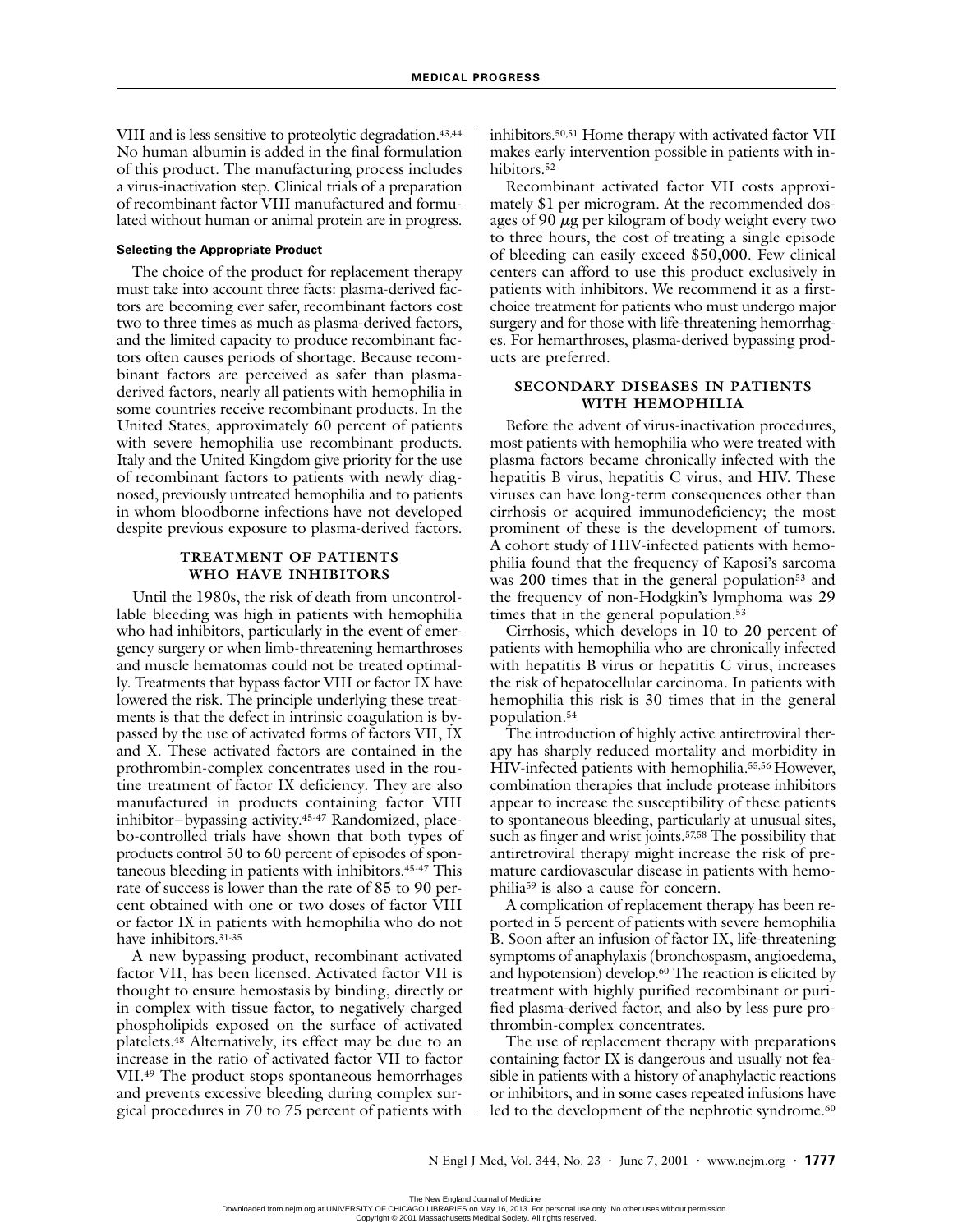VIII and is less sensitive to proteolytic degradation.[43,44] No human albumin is added in the final formulation of this product. The manufacturing process includes a virus-inactivation step. Clinical trials of a preparation of recombinant factor VIII manufactured and formulated without human or animal protein are in progress.

#### Selecting the Appropriate Product

The choice of the product for replacement therapy must take into account three facts: plasma-derived factors are becoming ever safer, recombinant factors cost two to three times as much as plasma-derived factors, and the limited capacity to produce recombinant factors often causes periods of shortage. Because recombinant factors are perceived as safer than plasma-derived factors, nearly all patients with hemophilia in some countries receive recombinant products. In the United States, approximately 60 percent of patients with severe hemophilia use recombinant products. Italy and the United Kingdom give priority for the use of recombinant factors to patients with newly diagnosed, previously untreated hemophilia and to patients in whom bloodborne infections have not developed despite previous exposure to plasma-derived factors.

## TREATMENT OF PATIENTS WHO HAVE INHIBITORS

Until the 1980s, the risk of death from uncontrollable bleeding was high in patients with hemophilia who had inhibitors, particularly in the event of emergency surgery or when limb-threatening hemarthroses and muscle hematomas could not be treated optimally. Treatments that bypass factor VIII or factor IX have lowered the risk. The principle underlying these treatments is that the defect in intrinsic coagulation is bypassed by the use of activated forms of factors VII, IX and X. These activated factors are contained in the prothrombin-complex concentrates used in the routine treatment of factor IX deficiency. They are also manufactured in products containing factor VIII inhibitor–bypassing activity.[45-47] Randomized, placebo-controlled trials have shown that both types of products control 50 to 60 percent of episodes of spontaneous bleeding in patients with inhibitors.[45-47] This rate of success is lower than the rate of 85 to 90 percent obtained with one or two doses of factor VIII or factor IX in patients with hemophilia who do not have inhibitors.[31-35]

A new bypassing product, recombinant activated factor VII, has been licensed. Activated factor VII is thought to ensure hemostasis by binding, directly or in complex with tissue factor, to negatively charged phospholipids exposed on the surface of activated platelets.[48] Alternatively, its effect may be due to an increase in the ratio of activated factor VII to factor VII.[49] The product stops spontaneous hemorrhages and prevents excessive bleeding during complex surgical procedures in 70 to 75 percent of patients with inhibitors.[50,51] Home therapy with activated factor VII makes early intervention possible in patients with inhibitors.[52]

Recombinant activated factor VII costs approximately $1 per microgram. At the recommended dosages of 90 μg per kilogram of body weight every two to three hours, the cost of treating a single episode of bleeding can easily exceed $50,000. Few clinical centers can afford to use this product exclusively in patients with inhibitors. We recommend it as a first-choice treatment for patients who must undergo major surgery and for those with life-threatening hemorrhages. For hemarthroses, plasma-derived bypassing products are preferred.

## SECONDARY DISEASES IN PATIENTS WITH HEMOPHILIA

Before the advent of virus-inactivation procedures, most patients with hemophilia who were treated with plasma factors became chronically infected with the hepatitis B virus, hepatitis C virus, and HIV. These viruses can have long-term consequences other than cirrhosis or acquired immunodeficiency; the most prominent of these is the development of tumors. A cohort study of HIV-infected patients with hemophilia found that the frequency of Kaposi's sarcoma was 200 times that in the general population[53] and the frequency of non-Hodgkin's lymphoma was 29 times that in the general population.[53]

Cirrhosis, which develops in 10 to 20 percent of patients with hemophilia who are chronically infected with hepatitis B virus or hepatitis C virus, increases the risk of hepatocellular carcinoma. In patients with hemophilia this risk is 30 times that in the general population.[54]

The introduction of highly active antiretroviral therapy has sharply reduced mortality and morbidity in HIV-infected patients with hemophilia.[55,56] However, combination therapies that include protease inhibitors appear to increase the susceptibility of these patients to spontaneous bleeding, particularly at unusual sites, such as finger and wrist joints.[57,58] The possibility that antiretroviral therapy might increase the risk of premature cardiovascular disease in patients with hemophilia[59] is also a cause for concern.

A complication of replacement therapy has been reported in 5 percent of patients with severe hemophilia B. Soon after an infusion of factor IX, life-threatening symptoms of anaphylaxis (bronchospasm, angioedema, and hypotension) develop.[60] The reaction is elicited by treatment with highly purified recombinant or purified plasma-derived factor, and also by less pure prothrombin-complex concentrates.

The use of replacement therapy with preparations containing factor IX is dangerous and usually not feasible in patients with a history of anaphylactic reactions or inhibitors, and in some cases repeated infusions have led to the development of the nephrotic syndrome.[60]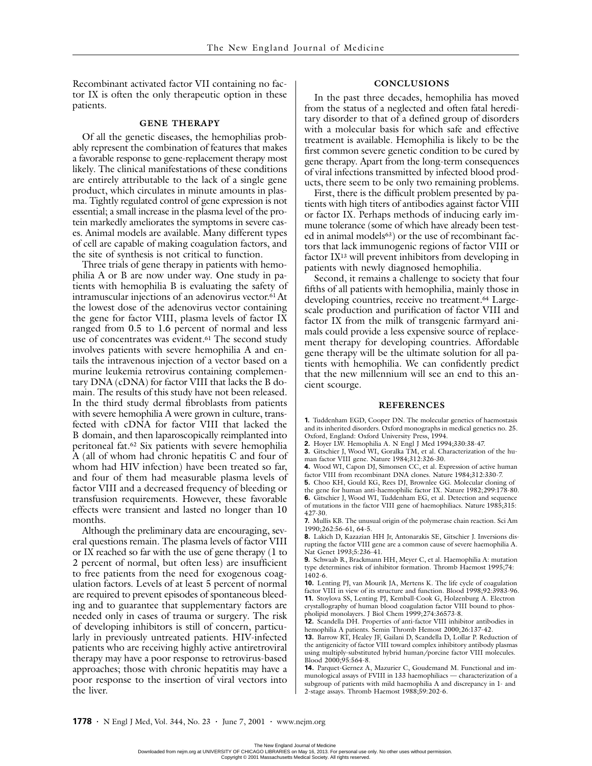Recombinant activated factor VII containing no factor IX is often the only therapeutic option in these patients.

## GENE THERAPY

Of all the genetic diseases, the hemophilias probably represent the combination of features that makes a favorable response to gene-replacement therapy most likely. The clinical manifestations of these conditions are entirely attributable to the lack of a single gene product, which circulates in minute amounts in plasma. Tightly regulated control of gene expression is not essential; a small increase in the plasma level of the protein markedly ameliorates the symptoms in severe cases. Animal models are available. Many different types of cell are capable of making coagulation factors, and the site of synthesis is not critical to function.

Three trials of gene therapy in patients with hemophilia A or B are now under way. One study in patients with hemophilia B is evaluating the safety of intramuscular injections of an adenovirus vector.[61] At the lowest dose of the adenovirus vector containing the gene for factor VIII, plasma levels of factor IX ranged from 0.5 to 1.6 percent of normal and less use of concentrates was evident.[61] The second study involves patients with severe hemophilia A and entails the intravenous injection of a vector based on a murine leukemia retrovirus containing complementary DNA (cDNA) for factor VIII that lacks the B domain. The results of this study have not been released. In the third study dermal fibroblasts from patients with severe hemophilia A were grown in culture, transfected with cDNA for factor VIII that lacked the B domain, and then laparoscopically reimplanted into peritoneal fat.[62] Six patients with severe hemophilia A (all of whom had chronic hepatitis C and four of whom had HIV infection) have been treated so far, and four of them had measurable plasma levels of factor VIII and a decreased frequency of bleeding or transfusion requirements. However, these favorable effects were transient and lasted no longer than 10 months.

Although the preliminary data are encouraging, several questions remain. The plasma levels of factor VIII or IX reached so far with the use of gene therapy (1 to 2 percent of normal, but often less) are insufficient to free patients from the need for exogenous coagulation factors. Levels of at least 5 percent of normal are required to prevent episodes of spontaneous bleeding and to guarantee that supplementary factors are needed only in cases of trauma or surgery. The risk of developing inhibitors is still of concern, particularly in previously untreated patients. HIV-infected patients who are receiving highly active antiretroviral therapy may have a poor response to retrovirus-based approaches; those with chronic hepatitis may have a poor response to the insertion of viral vectors into the liver.

## CONCLUSIONS

In the past three decades, hemophilia has moved from the status of a neglected and often fatal hereditary disorder to that of a defined group of disorders with a molecular basis for which safe and effective treatment is available. Hemophilia is likely to be the first common severe genetic condition to be cured by gene therapy. Apart from the long-term consequences of viral infections transmitted by infected blood products, there seem to be only two remaining problems.

First, there is the difficult problem presented by patients with high titers of antibodies against factor VIII or factor IX. Perhaps methods of inducing early immune tolerance (some of which have already been tested in animal models[63]) or the use of recombinant factors that lack immunogenic regions of factor VIII or factor IX[13] will prevent inhibitors from developing in patients with newly diagnosed hemophilia.

Second, it remains a challenge to society that four fifths of all patients with hemophilia, mainly those in developing countries, receive no treatment.[64] Large-scale production and purification of factor VIII and factor IX from the milk of transgenic farmyard animals could provide a less expensive source of replacement therapy for developing countries. Affordable gene therapy will be the ultimate solution for all patients with hemophilia. We can confidently predict that the new millennium will see an end to this ancient scourge.

## REFERENCES

**1.** Tuddenham EGD, Cooper DN. The molecular genetics of haemostasis and its inherited disorders. Oxford monographs in medical genetics no. 25. Oxford, England: Oxford University Press, 1994.

**2.** Hoyer LW. Hemophilia A. N Engl J Med 1994;330:38-47.

**3.** Gitschier J, Wood WI, Goralka TM, et al. Characterization of the human factor VIII gene. Nature 1984;312:326-30.

**4.** Wood WI, Capon DJ, Simonsen CC, et al. Expression of active human factor VIII from recombinant DNA clones. Nature 1984;312:330-7.

**5.** Choo KH, Gould KG, Rees DJ, Brownlee GG. Molecular cloning of the gene for human anti-haemophilic factor IX. Nature 1982;299:178-80.

**6.** Gitschier J, Wood WI, Tuddenham EG, et al. Detection and sequence of mutations in the factor VIII gene of haemophiliacs. Nature 1985;315:427-30.

**7.** Mullis KB. The unusual origin of the polymerase chain reaction. Sci Am 1990;262:56-61, 64-5.

**8.** Lakich D, Kazazian HH Jr, Antonarakis SE, Gitschier J. Inversions disrupting the factor VIII gene are a common cause of severe haemophilia A. Nat Genet 1993;5:236-41.

**9.** Schwaab R, Brackmann HH, Meyer C, et al. Haemophilia A: mutation type determines risk of inhibitor formation. Thromb Haemost 1995;74:1402-6.

**10.** Lenting PJ, van Mourik JA, Mertens K. The life cycle of coagulation factor VIII in view of its structure and function. Blood 1998;92:3983-96.

**11.** Stoylova SS, Lenting PJ, Kemball-Cook G, Holzenburg A. Electron crystallography of human blood coagulation factor VIII bound to phospholipid monolayers. J Biol Chem 1999;274:36573-8.

**12.** Scandella DH. Properties of anti-factor VIII inhibitor antibodies in hemophilia A patients. Semin Thromb Hemost 2000;26:137-42.

**13.** Barrow RT, Healey JF, Gailani D, Scandella D, Lollar P. Reduction of the antigenicity of factor VIII toward complex inhibitory antibody plasmas using multiply-substituted hybrid human/porcine factor VIII molecules. Blood 2000;95:564-8.

**14.** Parquet-Gernez A, Mazurier C, Goudemand M. Functional and immunological assays of FVIII in 133 haemophiliacs — characterization of a subgroup of patients with mild haemophilia A and discrepancy in 1- and 2-stage assays. Thromb Haemost 1988;59:202-6.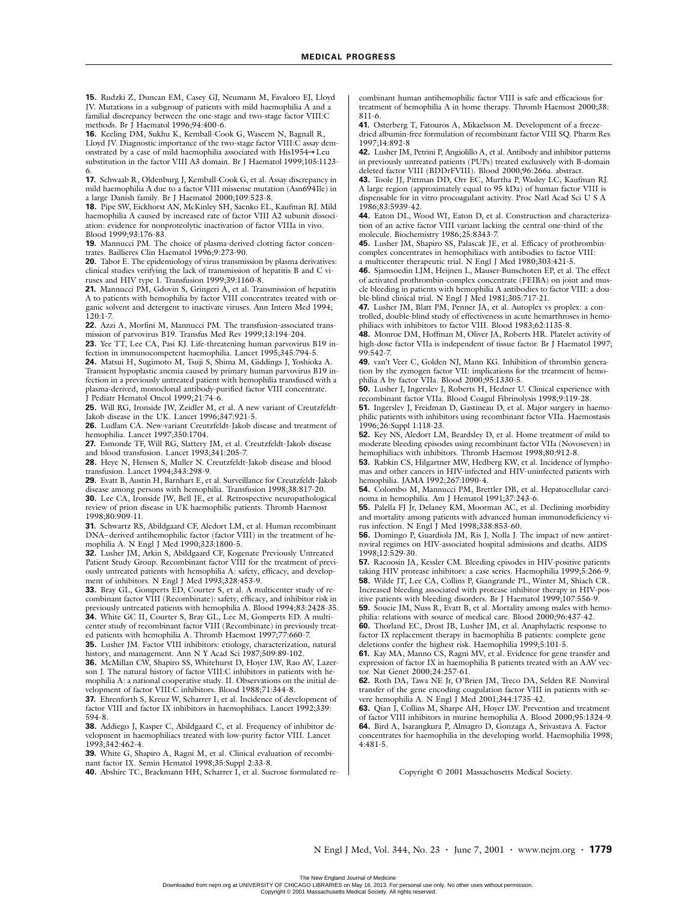**15.** Rudzki Z, Duncan EM, Casey GJ, Neumann M, Favaloro EJ, Lloyd JV. Mutations in a subgroup of patients with mild haemophilia A and a familial discrepancy between the one-stage and two-stage factor VIII:C methods. Br J Haematol 1996;94:400-6.

**16.** Keeling DM, Sukhu K, Kemball-Cook G, Waseem N, Bagnall R, Lloyd JV. Diagnostic importance of the two-stage factor VIII:C assay demonstrated by a case of mild haemophilia associated with His1954→Leu substitution in the factor VIII A3 domain. Br J Haematol 1999;105:1123-6.

**17.** Schwaab R, Oldenburg J, Kemball-Cook G, et al. Assay discrepancy in mild haemophilia A due to a factor VIII missense mutation (Asn694Ile) in a large Danish family. Br J Haematol 2000;109:523-8.

**18.** Pipe SW, Eickhorst AN, McKinley SH, Saenko EL, Kaufman RJ. Mild haemophilia A caused by increased rate of factor VIII A2 subunit dissociation: evidence for nonproteolytic inactivation of factor VIIIa in vivo. Blood 1999;93:176-83.

**19.** Mannucci PM. The choice of plasma-derived clotting factor concentrates. Baillieres Clin Haematol 1996;9:273-90.

**20.** Tabor E. The epidemiology of virus transmission by plasma derivatives: clinical studies verifying the lack of transmission of hepatitis B and C viruses and HIV type 1. Transfusion 1999;39:1160-8.

**21.** Mannucci PM, Gdovin S, Gringeri A, et al. Transmission of hepatitis A to patients with hemophilia by factor VIII concentrates treated with organic solvent and detergent to inactivate viruses. Ann Intern Med 1994; 120:1-7.

**22.** Azzi A, Morfini M, Mannucci PM. The transfusion-associated transmission of parvovirus B19. Transfus Med Rev 1999;13:194-204.

**23.** Yee TT, Lee CA, Pasi KJ. Life-threatening human parvovirus B19 infection in immunocompetent haemophilia. Lancet 1995;345:794-5.

**24.** Matsui H, Sugimoto M, Tsuji S, Shima M, Giddings J, Yoshioka A. Transient hypoplastic anemia caused by primary human parvovirus B19 infection in a previously untreated patient with hemophilia transfused with a plasma-derived, monoclonal antibody-purified factor VIII concentrate. J Pediatr Hematol Oncol 1999;21:74-6.

**25.** Will RG, Ironside JW, Zeidler M, et al. A new variant of Creutzfeldt-Jakob disease in the UK. Lancet 1996;347:921-5.

**26.** Ludlam CA. New-variant Creutzfeldt-Jakob disease and treatment of hemophilia. Lancet 1997;350:1704.

**27.** Esmonde TF, Will RG, Slattery JM, et al. Creutzfeldt-Jakob disease and blood transfusion. Lancet 1993;341:205-7.

**28.** Heye N, Hensen S, Muller N. Creutzfeldt-Jakob disease and blood transfusion. Lancet 1994;343:298-9.

**29.** Evatt B, Austin H, Barnhart E, et al. Surveillance for Creutzfeldt-Jakob disease among persons with hemophilia. Transfusion 1998;38:817-20.

**30.** Lee CA, Ironside JW, Bell JE, et al. Retrospective neuropathological review of prion disease in UK haemophilic patients. Thromb Haemost 1998;80:909-11.

**31.** Schwartz RS, Abildgaard CF, Aledort LM, et al. Human recombinant DNA–derived antihemophilic factor (factor VIII) in the treatment of hemophilia A. N Engl J Med 1990;323:1800-5.

**32.** Lusher JM, Arkin S, Abildgaard CF, Kogenate Previously Untreated Patient Study Group. Recombinant factor VIII for the treatment of previously untreated patients with hemophilia A: safety, efficacy, and development of inhibitors. N Engl J Med 1993;328:453-9.

**33.** Bray GL, Gomperts ED, Courter S, et al. A multicenter study of recombinant factor VIII (Recombinate): safety, efficacy, and inhibitor risk in previously untreated patients with hemophilia A. Blood 1994;83:2428-35.

**34.** White GC II, Courter S, Bray GL, Lee M, Gomperts ED. A multicenter study of recombinant factor VIII (Recombinate) in previously treated patients with hemophilia A. Thromb Haemost 1997;77:660-7.

**35.** Lusher JM. Factor VIII inhibitors: etiology, characterization, natural history, and management. Ann N Y Acad Sci 1987;509:89-102.

**36.** McMillan CW, Shapiro SS, Whitehurst D, Hoyer LW, Rao AV, Lazerson J. The natural history of factor VIII:C inhibitors in patients with hemophilia A: a national cooperative study. II. Observations on the initial development of factor VIII:C inhibitors. Blood 1988;71:344-8.

**37.** Ehrenforth S, Kreuz W, Scharrer I, et al. Incidence of development of factor VIII and factor IX inhibitors in haemophiliacs. Lancet 1992;339: 594-8.

**38.** Addiego J, Kasper C, Abildgaard C, et al. Frequency of inhibitor development in haemophiliacs treated with low-purity factor VIII. Lancet 1993;342:462-4.

**39.** White G, Shapiro A, Ragni M, et al. Clinical evaluation of recombinant factor IX. Semin Hematol 1998;35:Suppl 2:33-8.

**40.** Abshire TC, Brackmann HH, Scharrer I, et al. Sucrose formulated recombinant human antihemophilic factor VIII is safe and efficacious for treatment of hemophilia A in home therapy. Thromb Haemost 2000;38: 811-6.

**41.** Osterberg T, Fatouros A, Mikaelsson M. Development of a freeze-dried albumin-free formulation of recombinant factor VIII SQ. Pharm Res 1997;14:892-8

**42.** Lusher JM, Petrini P, Angiolillo A, et al. Antibody and inhibitor patterns in previously untreated patients (PUPs) treated exclusively with B-domain deleted factor VIII (BDDrFVIII). Blood 2000;96:266a. abstract.

**43.** Toole JJ, Pittman DD, Orr EC, Murtha P, Wasley LC, Kaufman RJ. A large region (approximately equal to 95 kDa) of human factor VIII is dispensable for in vitro procoagulant activity. Proc Natl Acad Sci U S A 1986;83:5939-42.

**44.** Eaton DL, Wood WI, Eaton D, et al. Construction and characterization of an active factor VIII variant lacking the central one-third of the molecule. Biochemistry 1986;25:8343-7.

**45.** Lusher JM, Shapiro SS, Palascak JE, et al. Efficacy of prothrombin-complex concentrates in hemophiliacs with antibodies to factor VIII: a multicenter therapeutic trial. N Engl J Med 1980;303:421-5.

**46.** Sjamsoedin LJM, Heijnen L, Mauser-Bunschoten EP, et al. The effect of activated prothrombin-complex concentrate (FEIBA) on joint and muscle bleeding in patients with hemophilia A antibodies to factor VIII: a double-blind clinical trial. N Engl J Med 1981;305:717-21.

**47.** Lusher JM, Blatt PM, Penner JA, et al. Autoplex vs proplex: a controlled, double-blind study of effectiveness in acute hemarthroses in hemophiliacs with inhibitors to factor VIII. Blood 1983;62:1135-8.

**48.** Monroe DM, Hoffman M, Oliver JA, Roberts HR. Platelet activity of high-dose factor VIIa is independent of tissue factor. Br J Haematol 1997; 99:542-7.

**49.** van't Veer C, Golden NJ, Mann KG. Inhibition of thrombin generation by the zymogen factor VII: implications for the treatment of hemophilia A by factor VIIa. Blood 2000;95:1330-5.

**50.** Lusher J, Ingerslev J, Roberts H, Hedner U. Clinical experience with recombinant factor VIIa. Blood Coagul Fibrinolysis 1998;9:119-28.

**51.** Ingerslev J, Freidman D, Gastineau D, et al. Major surgery in haemophilic patients with inhibitors using recombinant factor VIIa. Haemostasis 1996;26:Suppl 1:118-23.

**52.** Key NS, Aledort LM, Beardsley D, et al. Home treatment of mild to moderate bleeding episodes using recombinant factor VIIa (Novoseven) in hemophiliacs with inhibitors. Thromb Haemost 1998;80:912-8.

**53.** Rabkin CS, Hilgartner MW, Hedberg KW, et al. Incidence of lymphomas and other cancers in HIV-infected and HIV-uninfected patients with hemophilia. JAMA 1992;267:1090-4.

**54.** Colombo M, Mannucci PM, Brettler DB, et al. Hepatocellular carcinoma in hemophilia. Am J Hematol 1991;37:243-6.

**55.** Palella FJ Jr, Delaney KM, Moorman AC, et al. Declining morbidity and mortality among patients with advanced human immunodeficiency virus infection. N Engl J Med 1998;338:853-60.

**56.** Domingo P, Guardiola JM, Ris J, Nolla J. The impact of new antiretroviral regimes on HIV-associated hospital admissions and deaths. AIDS 1998;12:529-30.

**57.** Racoosin JA, Kessler CM. Bleeding episodes in HIV-positive patients taking HIV protease inhibitors: a case series. Haemophilia 1999;5:266-9.

**58.** Wilde JT, Lee CA, Collins P, Giangrande PL, Winter M, Shiach CR. Increased bleeding associated with protease inhibitor therapy in HIV-positive patients with bleeding disorders. Br J Haematol 1999;107:556-9.

**59.** Soucie JM, Nuss R, Evatt B, et al. Mortality among males with hemophilia: relations with source of medical care. Blood 2000;96:437-42.

**60.** Thorland EC, Drost JB, Lusher JM, et al. Anaphylactic response to factor IX replacement therapy in haemophilia B patients: complete gene deletions confer the highest risk. Haemophilia 1999;5:101-5.

**61.** Kay MA, Manno CS, Ragni MV, et al. Evidence for gene transfer and expression of factor IX in haemophilia B patients treated with an AAV vector. Nat Genet 2000;24:257-61.

**62.** Roth DA, Tawa NE Jr, O'Brien JM, Treco DA, Selden RF. Nonviral transfer of the gene encoding coagulation factor VIII in patients with severe hemophilia A. N Engl J Med 2001;344:1735-42.

**63.** Qian J, Collins M, Sharpe AH, Hoyer LW. Prevention and treatment of factor VIII inhibitors in murine hemophilia A. Blood 2000;95:1324-9.

**64.** Bird A, Isarangkura P, Almagro D, Gonzaga A, Srivastava A. Factor concentrates for haemophilia in the developing world. Haemophilia 1998; 4:481-5.

Copyright © 2001 Massachusetts Medical Society.